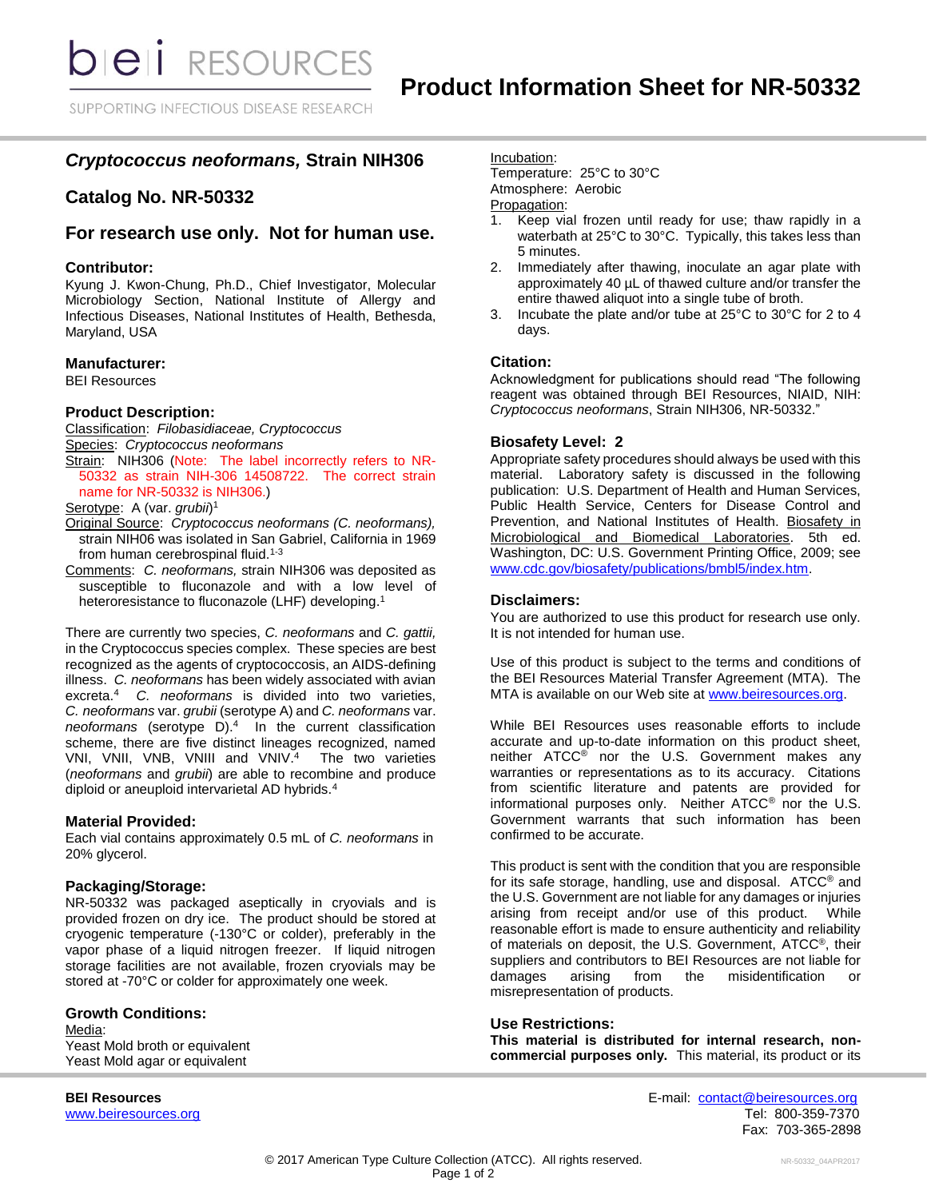# bei RESOURCES

SUPPORTING INFECTIOUS DISEASE RESEARCH

# Product Information Sheet for NR-50332

## *Cryptococcus neoformans*, Strain NIH306

## Catalog No. NR-50332

## For research use only. Not for human use.

### Contributor:

Kyung J. Kwon-Chung, Ph.D., Chief Investigator, Molecular Microbiology Section, National Institute of Allergy and Infectious Diseases, National Institutes of Health, Bethesda, Maryland, USA

### Manufacturer:

BEI Resources

### Product Description:

Classification: *Filobasidiaceae, Cryptococcus*
Species: *Cryptococcus neoformans*
Strain: NIH306 (Note: The label incorrectly refers to NR-50332 as strain NIH-306 14508722. The correct strain name for NR-50332 is NIH306.)
Serotype: A (var. *grubii*)[1]
Original Source: *Cryptococcus neoformans (C. neoformans),* strain NIH06 was isolated in San Gabriel, California in 1969 from human cerebrospinal fluid.[1-3]
Comments: *C. neoformans,* strain NIH306 was deposited as susceptible to fluconazole and with a low level of heteroresistance to fluconazole (LHF) developing.[1]

There are currently two species, *C. neoformans* and *C. gattii,* in the Cryptococcus species complex. These species are best recognized as the agents of cryptococcosis, an AIDS-defining illness. *C. neoformans* has been widely associated with avian excreta.[4] *C. neoformans* is divided into two varieties, *C. neoformans* var. *grubii* (serotype A) and *C. neoformans* var. *neoformans* (serotype D).[4] In the current classification scheme, there are five distinct lineages recognized, named VNI, VNII, VNB, VNIII and VNIV.[4] The two varieties (*neoformans* and *grubii*) are able to recombine and produce diploid or aneuploid intervarietal AD hybrids.[4]

### Material Provided:

Each vial contains approximately 0.5 mL of *C. neoformans* in 20% glycerol.

### Packaging/Storage:

NR-50332 was packaged aseptically in cryovials and is provided frozen on dry ice. The product should be stored at cryogenic temperature (-130°C or colder), preferably in the vapor phase of a liquid nitrogen freezer. If liquid nitrogen storage facilities are not available, frozen cryovials may be stored at -70°C or colder for approximately one week.

### Growth Conditions:

Media:
Yeast Mold broth or equivalent
Yeast Mold agar or equivalent

Incubation:
Temperature: 25°C to 30°C
Atmosphere: Aerobic

Propagation:

1. Keep vial frozen until ready for use; thaw rapidly in a waterbath at 25°C to 30°C. Typically, this takes less than 5 minutes.
2. Immediately after thawing, inoculate an agar plate with approximately 40 µL of thawed culture and/or transfer the entire thawed aliquot into a single tube of broth.
3. Incubate the plate and/or tube at 25°C to 30°C for 2 to 4 days.

### Citation:

Acknowledgment for publications should read "The following reagent was obtained through BEI Resources, NIAID, NIH: *Cryptococcus neoformans*, Strain NIH306, NR-50332."

### Biosafety Level: 2

Appropriate safety procedures should always be used with this material. Laboratory safety is discussed in the following publication: U.S. Department of Health and Human Services, Public Health Service, Centers for Disease Control and Prevention, and National Institutes of Health. Biosafety in Microbiological and Biomedical Laboratories. 5th ed. Washington, DC: U.S. Government Printing Office, 2009; see www.cdc.gov/biosafety/publications/bmbl5/index.htm.

### Disclaimers:

You are authorized to use this product for research use only. It is not intended for human use.

Use of this product is subject to the terms and conditions of the BEI Resources Material Transfer Agreement (MTA). The MTA is available on our Web site at www.beiresources.org.

While BEI Resources uses reasonable efforts to include accurate and up-to-date information on this product sheet, neither ATCC® nor the U.S. Government makes any warranties or representations as to its accuracy. Citations from scientific literature and patents are provided for informational purposes only. Neither ATCC® nor the U.S. Government warrants that such information has been confirmed to be accurate.

This product is sent with the condition that you are responsible for its safe storage, handling, use and disposal. ATCC® and the U.S. Government are not liable for any damages or injuries arising from receipt and/or use of this product. While reasonable effort is made to ensure authenticity and reliability of materials on deposit, the U.S. Government, ATCC®, their suppliers and contributors to BEI Resources are not liable for damages arising from the misidentification or misrepresentation of products.

### Use Restrictions:

**This material is distributed for internal research, non-commercial purposes only.** This material, its product or its

**BEI Resources**
www.beiresources.org

E-mail: contact@beiresources.org
Tel: 800-359-7370
Fax: 703-365-2898

© 2017 American Type Culture Collection (ATCC). All rights reserved.

NR-50332_04APR2017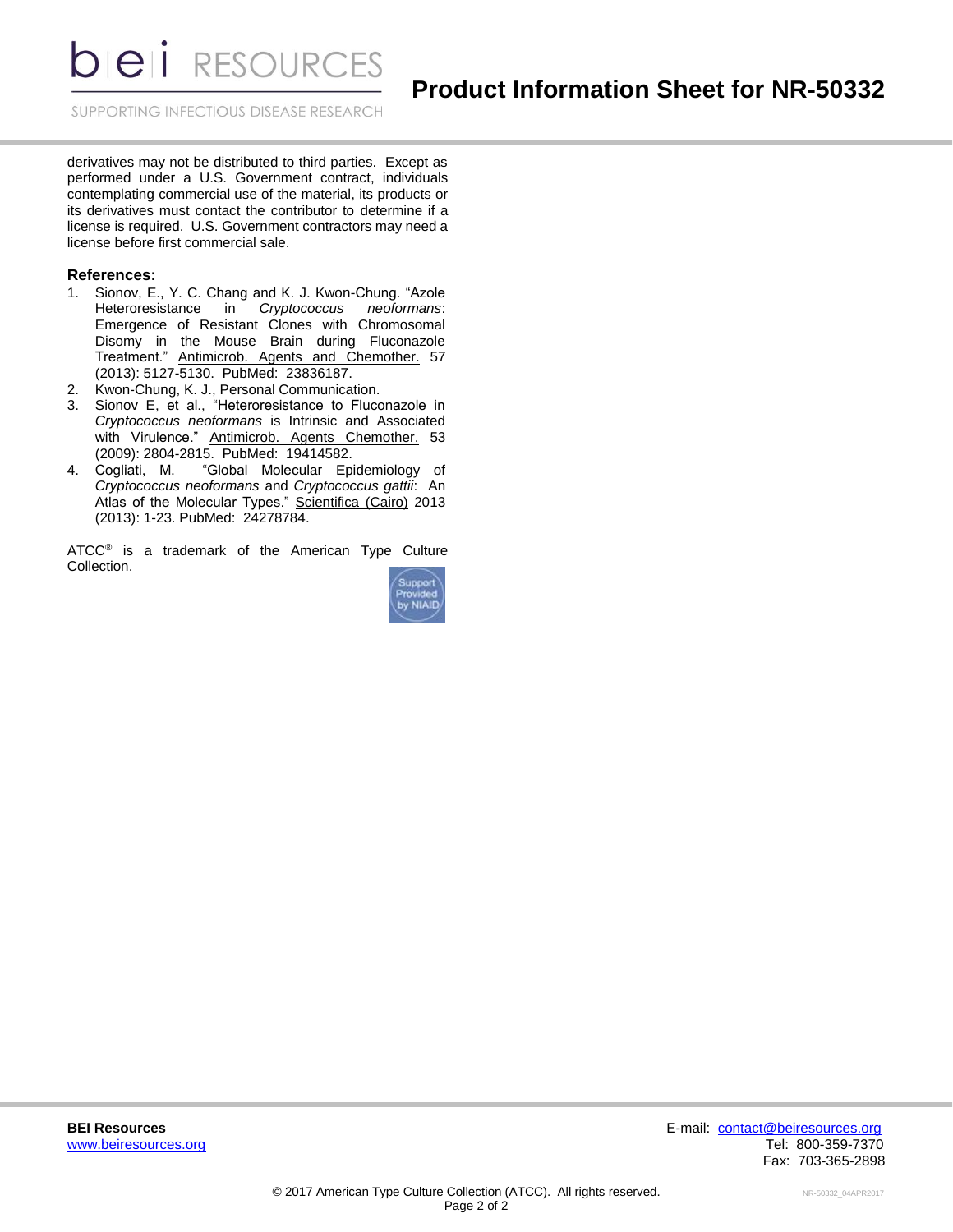derivatives may not be distributed to third parties. Except as performed under a U.S. Government contract, individuals contemplating commercial use of the material, its products or its derivatives must contact the contributor to determine if a license is required. U.S. Government contractors may need a license before first commercial sale.

**References:**

1. Sionov, E., Y. C. Chang and K. J. Kwon-Chung. "Azole Heteroresistance in *Cryptococcus neoformans*: Emergence of Resistant Clones with Chromosomal Disomy in the Mouse Brain during Fluconazole Treatment." Antimicrob. Agents and Chemother. 57 (2013): 5127-5130. PubMed: 23836187.
2. Kwon-Chung, K. J., Personal Communication.
3. Sionov E, et al., "Heteroresistance to Fluconazole in *Cryptococcus neoformans* is Intrinsic and Associated with Virulence." Antimicrob. Agents Chemother. 53 (2009): 2804-2815. PubMed: 19414582.
4. Cogliati, M. "Global Molecular Epidemiology of *Cryptococcus neoformans* and *Cryptococcus gattii*: An Atlas of the Molecular Types." Scientifica (Cairo) 2013 (2013): 1-23. PubMed: 24278784.

ATCC® is a trademark of the American Type Culture Collection.

Support Provided by NIAID

**BEI Resources**
www.beiresources.org

E-mail: contact@beiresources.org
Tel: 800-359-7370
Fax: 703-365-2898

© 2017 American Type Culture Collection (ATCC). All rights reserved.